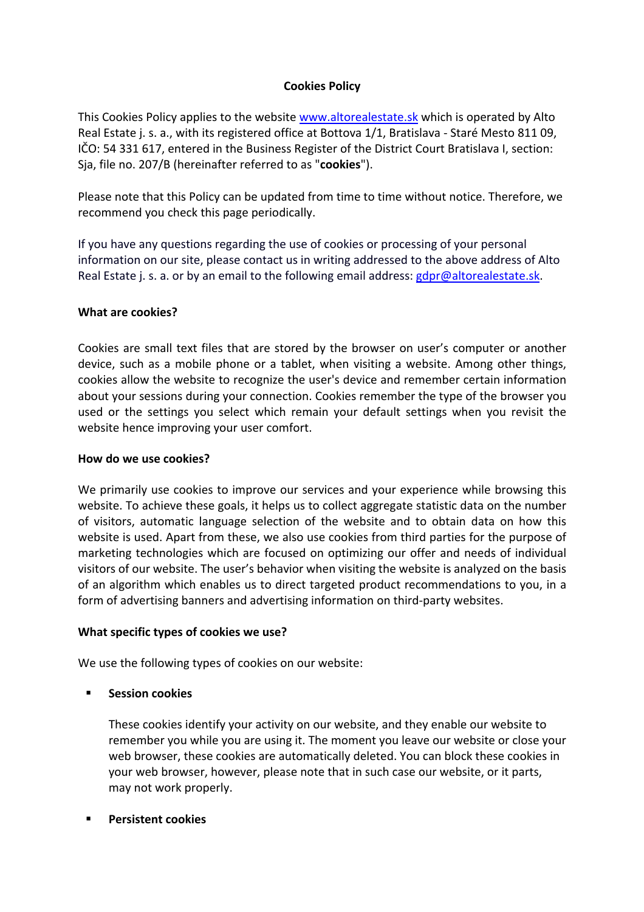# Cookies Policy

This Cookies Policy applies to the website [www.altorealestate.sk](http://www.altorealestate.sk) which is operated by Alto Real Estate j. s. a., with its registered office at Bottova 1/1, Bratislava - Staré Mesto 811 09, IČO: 54 331 617, entered in the Business Register of the District Court Bratislava I, section: Sja, file no. 207/B (hereinafter referred to as "**cookies**").

Please note that this Policy can be updated from time to time without notice. Therefore, we recommend you check this page periodically.

If you have any questions regarding the use of cookies or processing of your personal information on our site, please contact us in writing addressed to the above address of Alto Real Estate j. s. a. or by an email to the following email address: [gdpr@altorealestate.sk](mailto:gdpr@altorealestate.sk).

## What are cookies?

Cookies are small text files that are stored by the browser on user's computer or another device, such as a mobile phone or a tablet, when visiting a website. Among other things, cookies allow the website to recognize the user's device and remember certain information about your sessions during your connection. Cookies remember the type of the browser you used or the settings you select which remain your default settings when you revisit the website hence improving your user comfort.

## How do we use cookies?

We primarily use cookies to improve our services and your experience while browsing this website. To achieve these goals, it helps us to collect aggregate statistic data on the number of visitors, automatic language selection of the website and to obtain data on how this website is used. Apart from these, we also use cookies from third parties for the purpose of marketing technologies which are focused on optimizing our offer and needs of individual visitors of our website. The user's behavior when visiting the website is analyzed on the basis of an algorithm which enables us to direct targeted product recommendations to you, in a form of advertising banners and advertising information on third-party websites.

## What specific types of cookies we use?

We use the following types of cookies on our website:

- **Session cookies**

  These cookies identify your activity on our website, and they enable our website to remember you while you are using it. The moment you leave our website or close your web browser, these cookies are automatically deleted. You can block these cookies in your web browser, however, please note that in such case our website, or it parts, may not work properly.

- **Persistent cookies**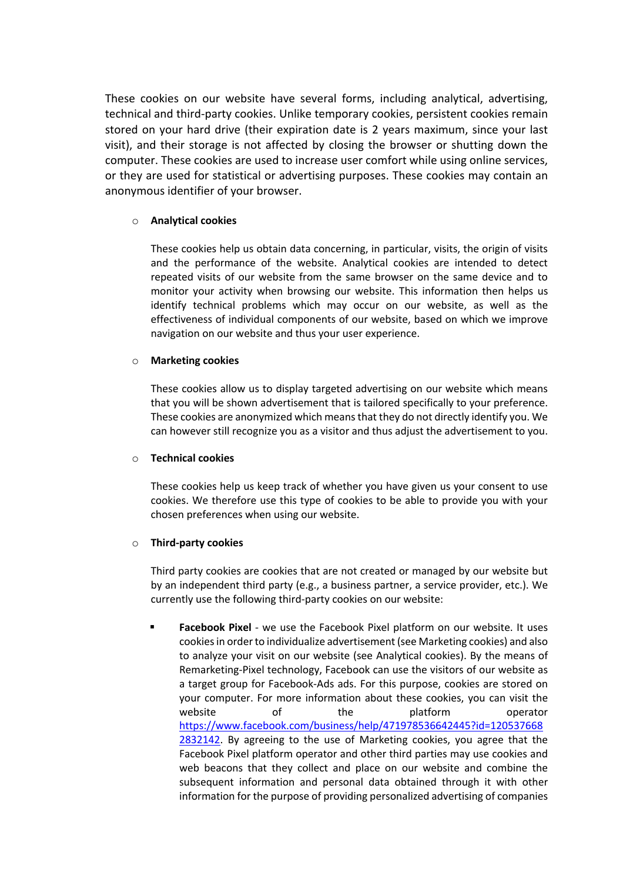These cookies on our website have several forms, including analytical, advertising, technical and third-party cookies. Unlike temporary cookies, persistent cookies remain stored on your hard drive (their expiration date is 2 years maximum, since your last visit), and their storage is not affected by closing the browser or shutting down the computer. These cookies are used to increase user comfort while using online services, or they are used for statistical or advertising purposes. These cookies may contain an anonymous identifier of your browser.

- **Analytical cookies**

  These cookies help us obtain data concerning, in particular, visits, the origin of visits and the performance of the website. Analytical cookies are intended to detect repeated visits of our website from the same browser on the same device and to monitor your activity when browsing our website. This information then helps us identify technical problems which may occur on our website, as well as the effectiveness of individual components of our website, based on which we improve navigation on our website and thus your user experience.

- **Marketing cookies**

  These cookies allow us to display targeted advertising on our website which means that you will be shown advertisement that is tailored specifically to your preference. These cookies are anonymized which means that they do not directly identify you. We can however still recognize you as a visitor and thus adjust the advertisement to you.

- **Technical cookies**

  These cookies help us keep track of whether you have given us your consent to use cookies. We therefore use this type of cookies to be able to provide you with your chosen preferences when using our website.

- **Third-party cookies**

  Third party cookies are cookies that are not created or managed by our website but by an independent third party (e.g., a business partner, a service provider, etc.). We currently use the following third-party cookies on our website:

  - **Facebook Pixel** - we use the Facebook Pixel platform on our website. It uses cookies in order to individualize advertisement (see Marketing cookies) and also to analyze your visit on our website (see Analytical cookies). By the means of Remarketing-Pixel technology, Facebook can use the visitors of our website as a target group for Facebook-Ads ads. For this purpose, cookies are stored on your computer. For more information about these cookies, you can visit the website of the platform operator https://www.facebook.com/business/help/471978536642445?id=1205376682832142. By agreeing to the use of Marketing cookies, you agree that the Facebook Pixel platform operator and other third parties may use cookies and web beacons that they collect and place on our website and combine the subsequent information and personal data obtained through it with other information for the purpose of providing personalized advertising of companies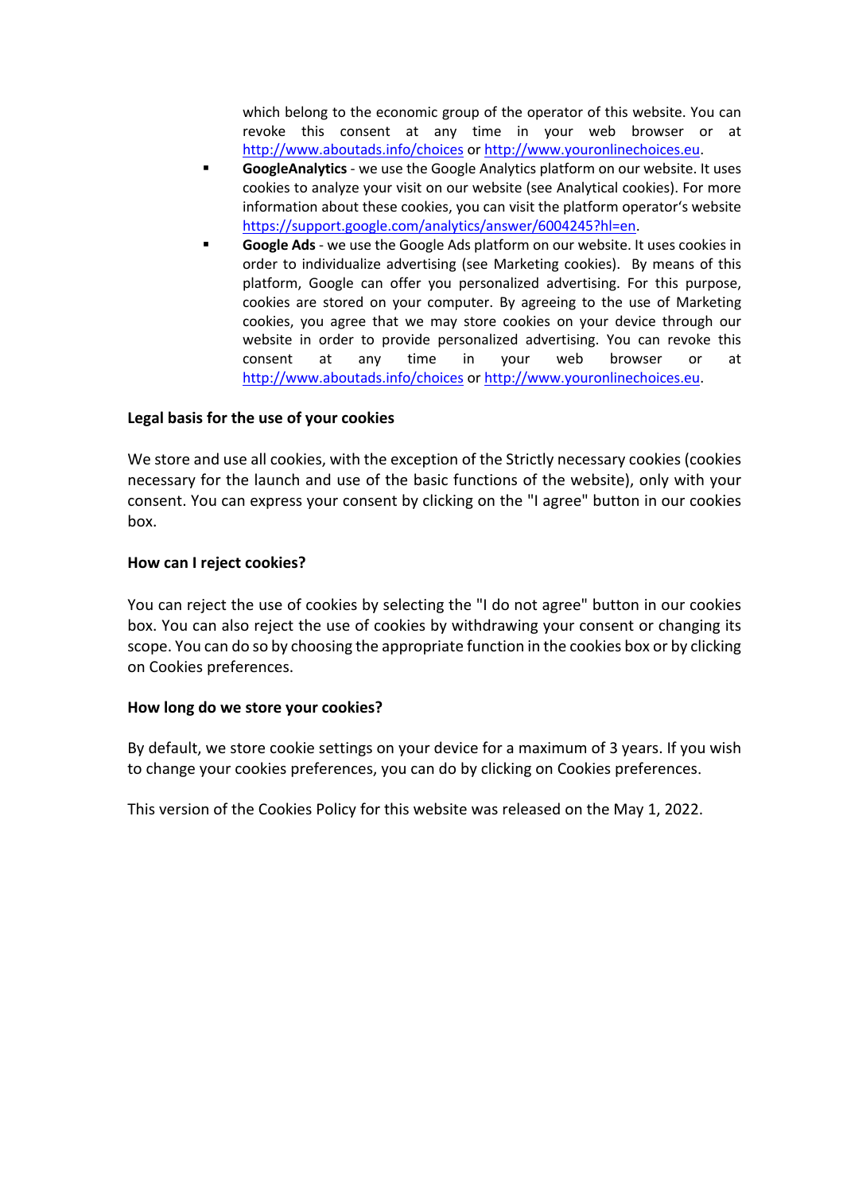which belong to the economic group of the operator of this website. You can revoke this consent at any time in your web browser or at http://www.aboutads.info/choices or http://www.youronlinechoices.eu.

- **GoogleAnalytics** - we use the Google Analytics platform on our website. It uses cookies to analyze your visit on our website (see Analytical cookies). For more information about these cookies, you can visit the platform operator's website https://support.google.com/analytics/answer/6004245?hl=en.
- **Google Ads** - we use the Google Ads platform on our website. It uses cookies in order to individualize advertising (see Marketing cookies). By means of this platform, Google can offer you personalized advertising. For this purpose, cookies are stored on your computer. By agreeing to the use of Marketing cookies, you agree that we may store cookies on your device through our website in order to provide personalized advertising. You can revoke this consent at any time in your web browser or at http://www.aboutads.info/choices or http://www.youronlinechoices.eu.

**Legal basis for the use of your cookies**

We store and use all cookies, with the exception of the Strictly necessary cookies (cookies necessary for the launch and use of the basic functions of the website), only with your consent. You can express your consent by clicking on the "I agree" button in our cookies box.

**How can I reject cookies?**

You can reject the use of cookies by selecting the "I do not agree" button in our cookies box. You can also reject the use of cookies by withdrawing your consent or changing its scope. You can do so by choosing the appropriate function in the cookies box or by clicking on Cookies preferences.

**How long do we store your cookies?**

By default, we store cookie settings on your device for a maximum of 3 years. If you wish to change your cookies preferences, you can do by clicking on Cookies preferences.

This version of the Cookies Policy for this website was released on the May 1, 2022.